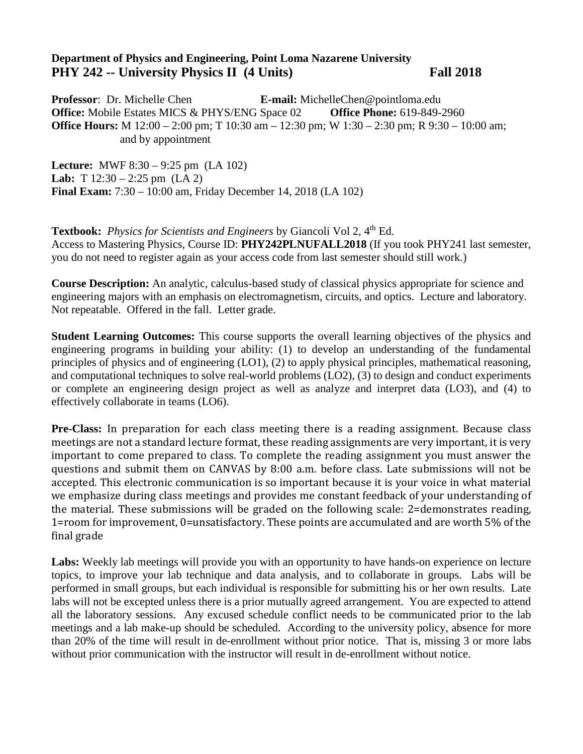**Department of Physics and Engineering, Point Loma Nazarene University**

**PHY 242 -- University Physics II (4 Units) Fall 2018**

**Professor**: Dr. Michelle Chen **E-mail:** MichelleChen@pointloma.edu
**Office:** Mobile Estates MICS & PHYS/ENG Space 02 **Office Phone:** 619-849-2960
**Office Hours:** M 12:00 – 2:00 pm; T 10:30 am – 12:30 pm; W 1:30 – 2:30 pm; R 9:30 – 10:00 am; and by appointment

**Lecture:** MWF 8:30 – 9:25 pm (LA 102)
**Lab:** T 12:30 – 2:25 pm (LA 2)
**Final Exam:** 7:30 – 10:00 am, Friday December 14, 2018 (LA 102)

**Textbook:** *Physics for Scientists and Engineers* by Giancoli Vol 2, 4th Ed.
Access to Mastering Physics, Course ID: **PHY242PLNUFALL2018** (If you took PHY241 last semester, you do not need to register again as your access code from last semester should still work.)

**Course Description:** An analytic, calculus-based study of classical physics appropriate for science and engineering majors with an emphasis on electromagnetism, circuits, and optics. Lecture and laboratory. Not repeatable. Offered in the fall. Letter grade.

**Student Learning Outcomes:** This course supports the overall learning objectives of the physics and engineering programs in building your ability: (1) to develop an understanding of the fundamental principles of physics and of engineering (LO1), (2) to apply physical principles, mathematical reasoning, and computational techniques to solve real-world problems (LO2), (3) to design and conduct experiments or complete an engineering design project as well as analyze and interpret data (LO3), and (4) to effectively collaborate in teams (LO6).

**Pre-Class:** In preparation for each class meeting there is a reading assignment. Because class meetings are not a standard lecture format, these reading assignments are very important, it is very important to come prepared to class. To complete the reading assignment you must answer the questions and submit them on CANVAS by 8:00 a.m. before class. Late submissions will not be accepted. This electronic communication is so important because it is your voice in what material we emphasize during class meetings and provides me constant feedback of your understanding of the material. These submissions will be graded on the following scale: 2=demonstrates reading, 1=room for improvement, 0=unsatisfactory. These points are accumulated and are worth 5% of the final grade

**Labs:** Weekly lab meetings will provide you with an opportunity to have hands-on experience on lecture topics, to improve your lab technique and data analysis, and to collaborate in groups. Labs will be performed in small groups, but each individual is responsible for submitting his or her own results. Late labs will not be excepted unless there is a prior mutually agreed arrangement. You are expected to attend all the laboratory sessions. Any excused schedule conflict needs to be communicated prior to the lab meetings and a lab make-up should be scheduled. According to the university policy, absence for more than 20% of the time will result in de-enrollment without prior notice. That is, missing 3 or more labs without prior communication with the instructor will result in de-enrollment without notice.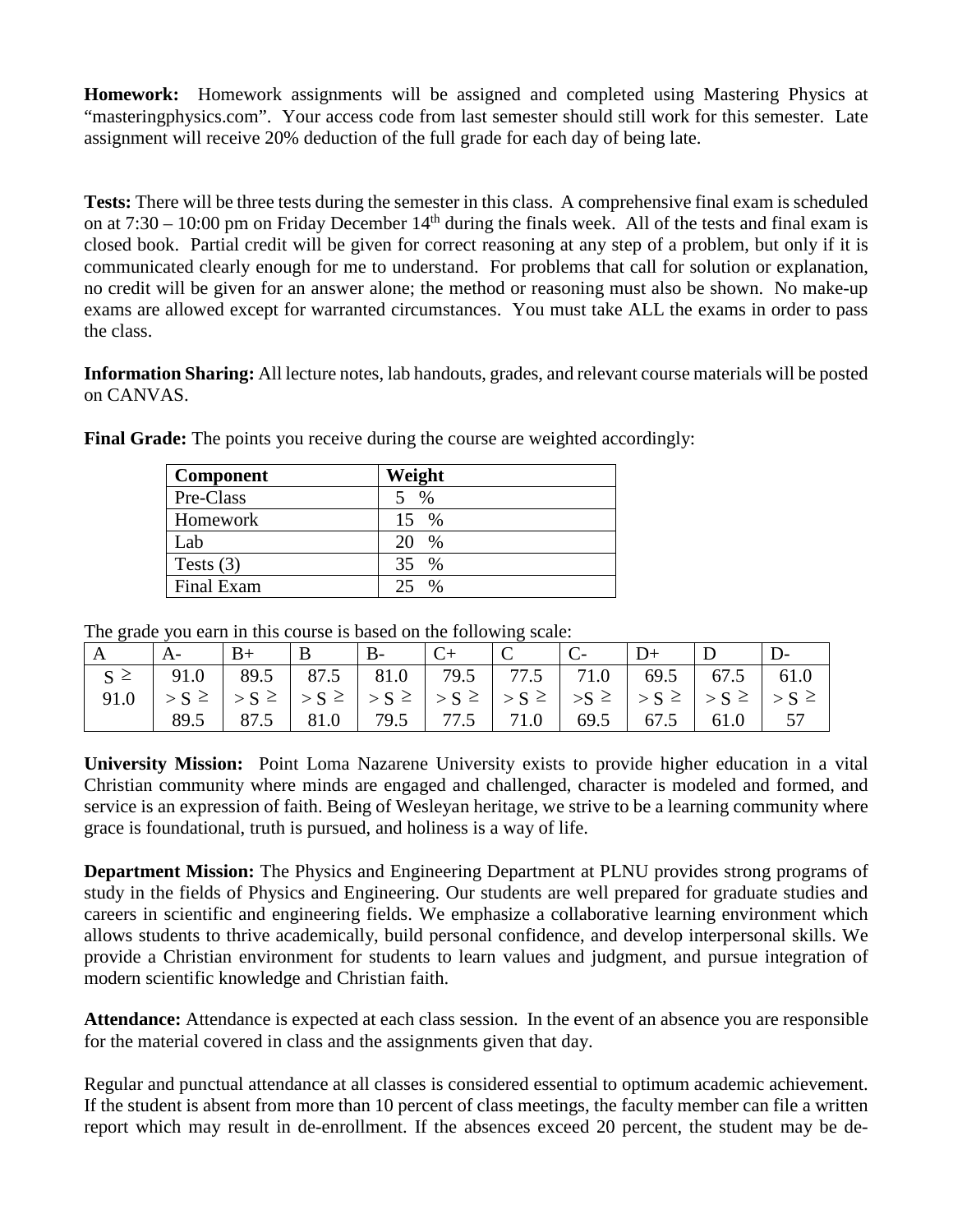**Homework:** Homework assignments will be assigned and completed using Mastering Physics at "masteringphysics.com". Your access code from last semester should still work for this semester. Late assignment will receive 20% deduction of the full grade for each day of being late.

**Tests:** There will be three tests during the semester in this class. A comprehensive final exam is scheduled on at 7:30 – 10:00 pm on Friday December 14th during the finals week. All of the tests and final exam is closed book. Partial credit will be given for correct reasoning at any step of a problem, but only if it is communicated clearly enough for me to understand. For problems that call for solution or explanation, no credit will be given for an answer alone; the method or reasoning must also be shown. No make-up exams are allowed except for warranted circumstances. You must take ALL the exams in order to pass the class.

**Information Sharing:** All lecture notes, lab handouts, grades, and relevant course materials will be posted on CANVAS.

**Final Grade:** The points you receive during the course are weighted accordingly:

| Component | Weight |
|---|---|
| Pre-Class | 5 % |
| Homework | 15 % |
| Lab | 20 % |
| Tests (3) | 35 % |
| Final Exam | 25 % |

The grade you earn in this course is based on the following scale:

| A | A- | B+ | B | B- | C+ | C | C- | D+ | D | D- |
|---|---|---|---|---|---|---|---|---|---|---|
| S ≥ 91.0 | 91.0 > S ≥ 89.5 | 89.5 > S ≥ 87.5 | 87.5 > S ≥ 81.0 | 81.0 > S ≥ 79.5 | 79.5 > S ≥ 77.5 | 77.5 > S ≥ 71.0 | 71.0 >S ≥ 69.5 | 69.5 > S ≥ 67.5 | 67.5 > S ≥ 61.0 | 61.0 > S ≥ 57 |

**University Mission:** Point Loma Nazarene University exists to provide higher education in a vital Christian community where minds are engaged and challenged, character is modeled and formed, and service is an expression of faith. Being of Wesleyan heritage, we strive to be a learning community where grace is foundational, truth is pursued, and holiness is a way of life.

**Department Mission:** The Physics and Engineering Department at PLNU provides strong programs of study in the fields of Physics and Engineering. Our students are well prepared for graduate studies and careers in scientific and engineering fields. We emphasize a collaborative learning environment which allows students to thrive academically, build personal confidence, and develop interpersonal skills. We provide a Christian environment for students to learn values and judgment, and pursue integration of modern scientific knowledge and Christian faith.

**Attendance:** Attendance is expected at each class session. In the event of an absence you are responsible for the material covered in class and the assignments given that day.

Regular and punctual attendance at all classes is considered essential to optimum academic achievement. If the student is absent from more than 10 percent of class meetings, the faculty member can file a written report which may result in de-enrollment. If the absences exceed 20 percent, the student may be de-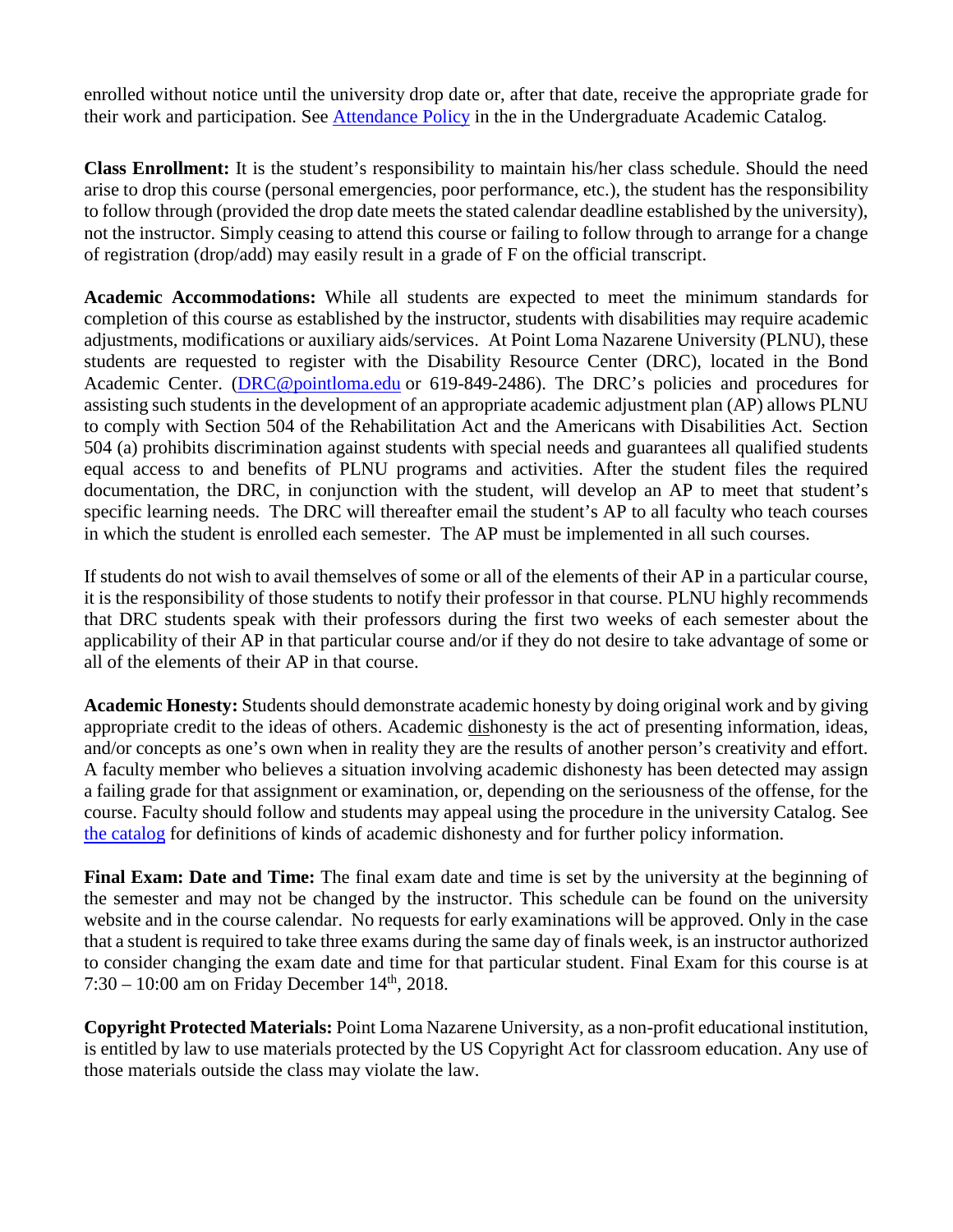enrolled without notice until the university drop date or, after that date, receive the appropriate grade for their work and participation. See [Attendance Policy](#) in the in the Undergraduate Academic Catalog.

**Class Enrollment:** It is the student's responsibility to maintain his/her class schedule. Should the need arise to drop this course (personal emergencies, poor performance, etc.), the student has the responsibility to follow through (provided the drop date meets the stated calendar deadline established by the university), not the instructor. Simply ceasing to attend this course or failing to follow through to arrange for a change of registration (drop/add) may easily result in a grade of F on the official transcript.

**Academic Accommodations:** While all students are expected to meet the minimum standards for completion of this course as established by the instructor, students with disabilities may require academic adjustments, modifications or auxiliary aids/services. At Point Loma Nazarene University (PLNU), these students are requested to register with the Disability Resource Center (DRC), located in the Bond Academic Center. (DRC@pointloma.edu or 619-849-2486). The DRC's policies and procedures for assisting such students in the development of an appropriate academic adjustment plan (AP) allows PLNU to comply with Section 504 of the Rehabilitation Act and the Americans with Disabilities Act. Section 504 (a) prohibits discrimination against students with special needs and guarantees all qualified students equal access to and benefits of PLNU programs and activities. After the student files the required documentation, the DRC, in conjunction with the student, will develop an AP to meet that student's specific learning needs. The DRC will thereafter email the student's AP to all faculty who teach courses in which the student is enrolled each semester. The AP must be implemented in all such courses.

If students do not wish to avail themselves of some or all of the elements of their AP in a particular course, it is the responsibility of those students to notify their professor in that course. PLNU highly recommends that DRC students speak with their professors during the first two weeks of each semester about the applicability of their AP in that particular course and/or if they do not desire to take advantage of some or all of the elements of their AP in that course.

**Academic Honesty:** Students should demonstrate academic honesty by doing original work and by giving appropriate credit to the ideas of others. Academic dishonesty is the act of presenting information, ideas, and/or concepts as one's own when in reality they are the results of another person's creativity and effort. A faculty member who believes a situation involving academic dishonesty has been detected may assign a failing grade for that assignment or examination, or, depending on the seriousness of the offense, for the course. Faculty should follow and students may appeal using the procedure in the university Catalog. See [the catalog](#) for definitions of kinds of academic dishonesty and for further policy information.

**Final Exam: Date and Time:** The final exam date and time is set by the university at the beginning of the semester and may not be changed by the instructor. This schedule can be found on the university website and in the course calendar. No requests for early examinations will be approved. Only in the case that a student is required to take three exams during the same day of finals week, is an instructor authorized to consider changing the exam date and time for that particular student. Final Exam for this course is at 7:30 – 10:00 am on Friday December 14th, 2018.

**Copyright Protected Materials:** Point Loma Nazarene University, as a non-profit educational institution, is entitled by law to use materials protected by the US Copyright Act for classroom education. Any use of those materials outside the class may violate the law.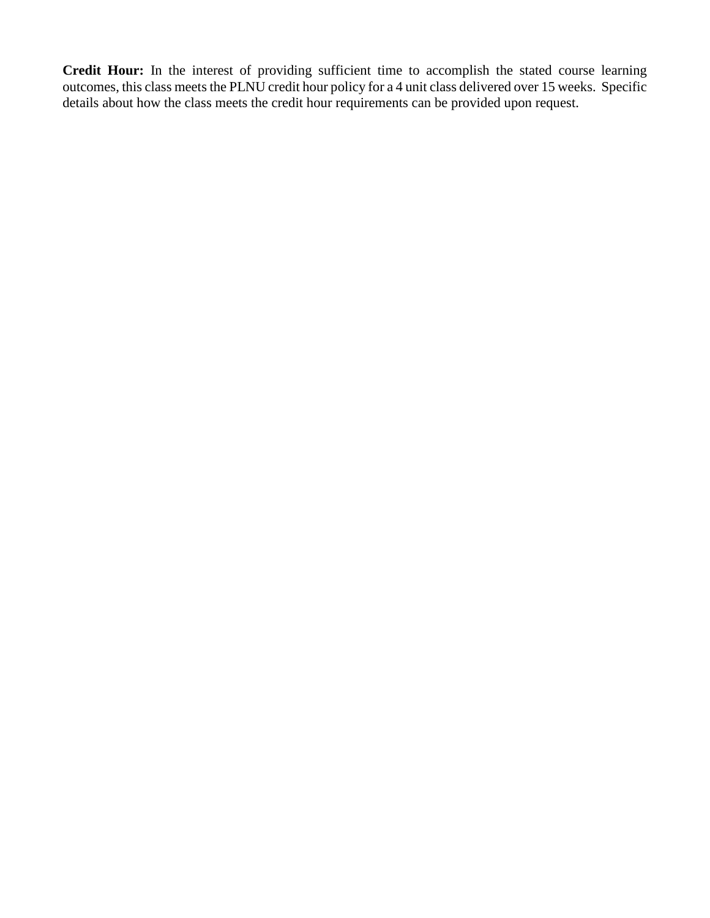**Credit Hour:** In the interest of providing sufficient time to accomplish the stated course learning outcomes, this class meets the PLNU credit hour policy for a 4 unit class delivered over 15 weeks. Specific details about how the class meets the credit hour requirements can be provided upon request.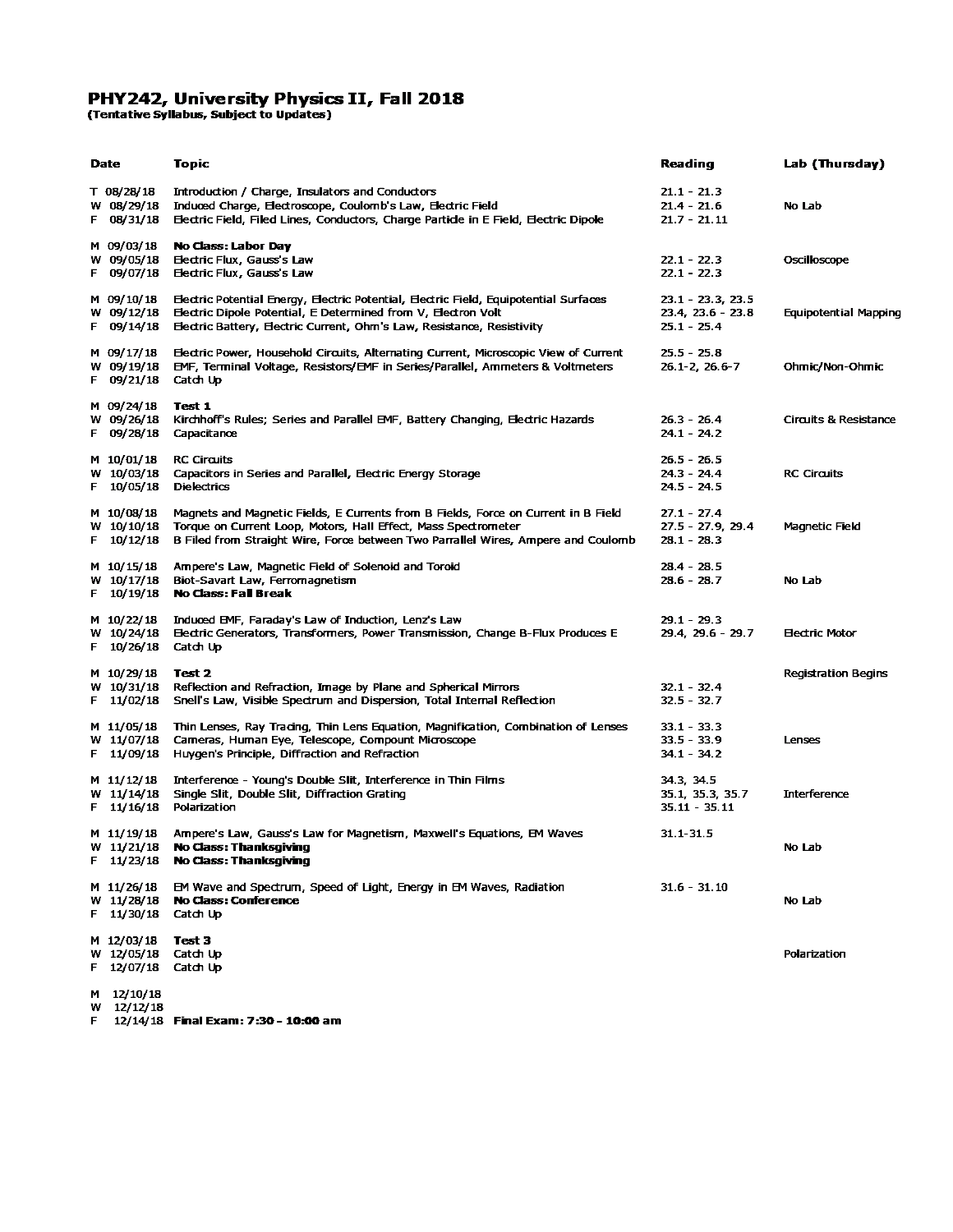# PHY242, University Physics II, Fall 2018

**(Tentative Syllabus, Subject to Updates)**

| Date | Topic | Reading | Lab (Thursday) |
|---|---|---|---|
| T 08/28/18 | Introduction / Charge, Insulators and Conductors | 21.1 - 21.3 | |
| W 08/29/18 | Induced Charge, Electroscope, Coulomb's Law, Electric Field | 21.4 - 21.6 | No Lab |
| F 08/31/18 | Electric Field, Filed Lines, Conductors, Charge Particle in E Field, Electric Dipole | 21.7 - 21.11 | |
| M 09/03/18 | **No Class: Labor Day** | | |
| W 09/05/18 | Electric Flux, Gauss's Law | 22.1 - 22.3 | Oscilloscope |
| F 09/07/18 | Electric Flux, Gauss's Law | 22.1 - 22.3 | |
| M 09/10/18 | Electric Potential Energy, Electric Potential, Electric Field, Equipotential Surfaces | 23.1 - 23.3, 23.5 | |
| W 09/12/18 | Electric Dipole Potential, E Determined from V, Electron Volt | 23.4, 23.6 - 23.8 | Equipotential Mapping |
| F 09/14/18 | Electric Battery, Electric Current, Ohm's Law, Resistance, Resistivity | 25.1 - 25.4 | |
| M 09/17/18 | Electric Power, Household Circuits, Alternating Current, Microscopic View of Current | 25.5 - 25.8 | |
| W 09/19/18 | EMF, Terminal Voltage, Resistors/EMF in Series/Parallel, Ammeters & Voltmeters | 26.1-2, 26.6-7 | Ohmic/Non-Ohmic |
| F 09/21/18 | Catch Up | | |
| M 09/24/18 | **Test 1** | | |
| W 09/26/18 | Kirchhoff's Rules; Series and Parallel EMF, Battery Changing, Electric Hazards | 26.3 - 26.4 | Circuits & Resistance |
| F 09/28/18 | Capacitance | 24.1 - 24.2 | |
| M 10/01/18 | RC Circuits | 26.5 - 26.5 | |
| W 10/03/18 | Capacitors in Series and Parallel, Electric Energy Storage | 24.3 - 24.4 | RC Circuits |
| F 10/05/18 | Dielectrics | 24.5 - 24.5 | |
| M 10/08/18 | Magnets and Magnetic Fields, E Currents from B Fields, Force on Current in B Field | 27.1 - 27.4 | |
| W 10/10/18 | Torque on Current Loop, Motors, Hall Effect, Mass Spectrometer | 27.5 - 27.9, 29.4 | Magnetic Field |
| F 10/12/18 | B Filed from Straight Wire, Force between Two Parrallel Wires, Ampere and Coulomb | 28.1 - 28.3 | |
| M 10/15/18 | Ampere's Law, Magnetic Field of Solenoid and Toroid | 28.4 - 28.5 | |
| W 10/17/18 | Biot-Savart Law, Ferromagnetism | 28.6 - 28.7 | No Lab |
| F 10/19/18 | **No Class: Fall Break** | | |
| M 10/22/18 | Induced EMF, Faraday's Law of Induction, Lenz's Law | 29.1 - 29.3 | |
| W 10/24/18 | Electric Generators, Transformers, Power Transmission, Change B-Flux Produces E | 29.4, 29.6 - 29.7 | Electric Motor |
| F 10/26/18 | Catch Up | | |
| M 10/29/18 | **Test 2** | | Registration Begins |
| W 10/31/18 | Reflection and Refraction, Image by Plane and Spherical Mirrors | 32.1 - 32.4 | |
| F 11/02/18 | Snell's Law, Visible Spectrum and Dispersion, Total Internal Reflection | 32.5 - 32.7 | |
| M 11/05/18 | Thin Lenses, Ray Tracing, Thin Lens Equation, Magnification, Combination of Lenses | 33.1 - 33.3 | |
| W 11/07/18 | Cameras, Human Eye, Telescope, Compount Microscope | 33.5 - 33.9 | Lenses |
| F 11/09/18 | Huygen's Principle, Diffraction and Refraction | 34.1 - 34.2 | |
| M 11/12/18 | Interference - Young's Double Slit, Interference in Thin Films | 34.3, 34.5 | |
| W 11/14/18 | Single Slit, Double Slit, Diffraction Grating | 35.1, 35.3, 35.7 | Interference |
| F 11/16/18 | Polarization | 35.11 - 35.11 | |
| M 11/19/18 | Ampere's Law, Gauss's Law for Magnetism, Maxwell's Equations, EM Waves | 31.1-31.5 | |
| W 11/21/18 | **No Class: Thanksgiving** | | No Lab |
| F 11/23/18 | **No Class: Thanksgiving** | | |
| M 11/26/18 | EM Wave and Spectrum, Speed of Light, Energy in EM Waves, Radiation | 31.6 - 31.10 | |
| W 11/28/18 | **No Class: Conference** | | No Lab |
| F 11/30/18 | Catch Up | | |
| M 12/03/18 | **Test 3** | | |
| W 12/05/18 | Catch Up | | Polarization |
| F 12/07/18 | Catch Up | | |
| M 12/10/18 | | | |
| W 12/12/18 | | | |
| F 12/14/18 | **Final Exam: 7:30 - 10:00 am** | | |